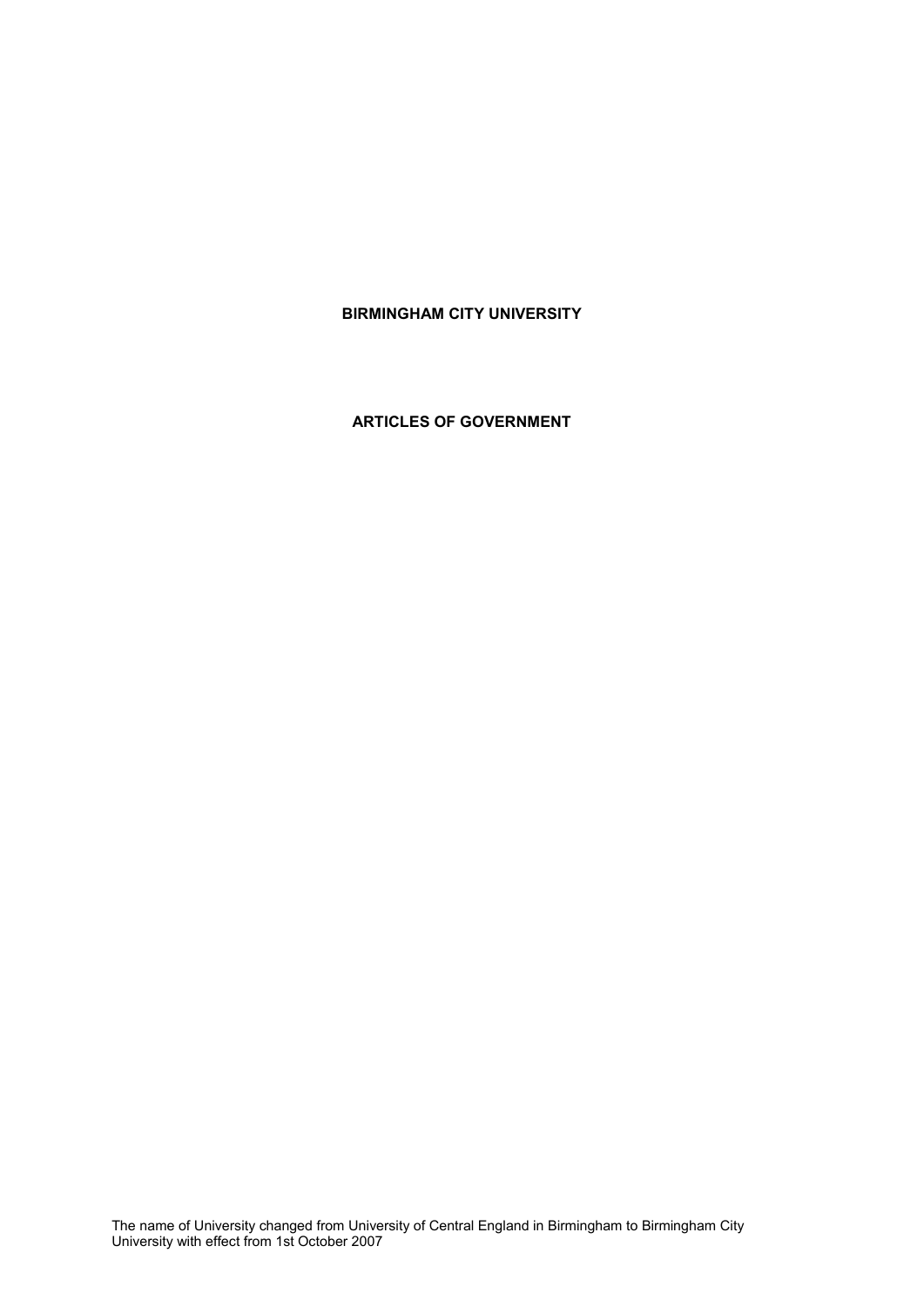# BIRMINGHAM CITY UNIVERSITY

## ARTICLES OF GOVERNMENT

The name of University changed from University of Central England in Birmingham to Birmingham City University with effect from 1st October 2007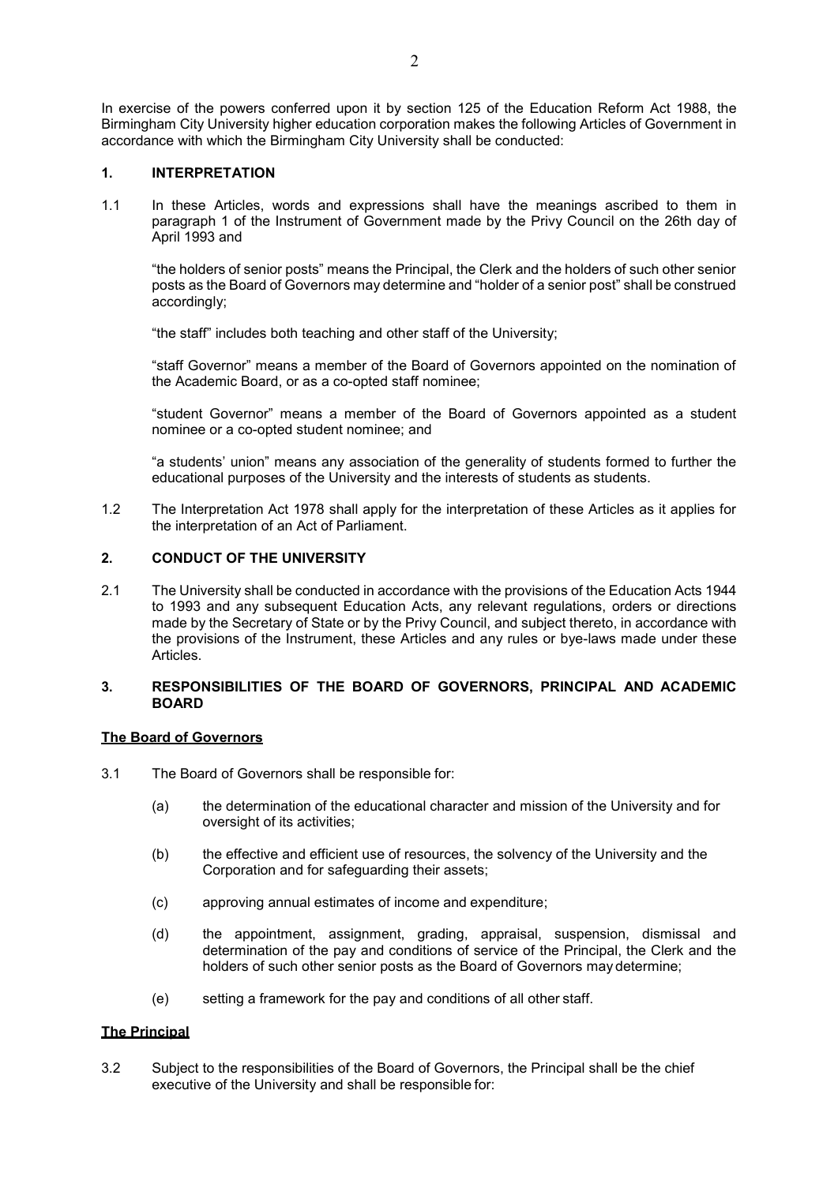In exercise of the powers conferred upon it by section 125 of the Education Reform Act 1988, the Birmingham City University higher education corporation makes the following Articles of Government in accordance with which the Birmingham City University shall be conducted:

## 1. INTERPRETATION

1.1 In these Articles, words and expressions shall have the meanings ascribed to them in paragraph 1 of the Instrument of Government made by the Privy Council on the 26th day of April 1993 and

"the holders of senior posts" means the Principal, the Clerk and the holders of such other senior posts as the Board of Governors may determine and "holder of a senior post" shall be construed accordingly;

"the staff" includes both teaching and other staff of the University;

"staff Governor" means a member of the Board of Governors appointed on the nomination of the Academic Board, or as a co-opted staff nominee;

"student Governor" means a member of the Board of Governors appointed as a student nominee or a co-opted student nominee; and

"a students' union" means any association of the generality of students formed to further the educational purposes of the University and the interests of students as students.

1.2 The Interpretation Act 1978 shall apply for the interpretation of these Articles as it applies for the interpretation of an Act of Parliament.

## 2. CONDUCT OF THE UNIVERSITY

2.1 The University shall be conducted in accordance with the provisions of the Education Acts 1944 to 1993 and any subsequent Education Acts, any relevant regulations, orders or directions made by the Secretary of State or by the Privy Council, and subject thereto, in accordance with the provisions of the Instrument, these Articles and any rules or bye-laws made under these Articles.

## 3. RESPONSIBILITIES OF THE BOARD OF GOVERNORS, PRINCIPAL AND ACADEMIC BOARD

### The Board of Governors

3.1 The Board of Governors shall be responsible for:

(a) the determination of the educational character and mission of the University and for oversight of its activities;

(b) the effective and efficient use of resources, the solvency of the University and the Corporation and for safeguarding their assets;

(c) approving annual estimates of income and expenditure;

(d) the appointment, assignment, grading, appraisal, suspension, dismissal and determination of the pay and conditions of service of the Principal, the Clerk and the holders of such other senior posts as the Board of Governors may determine;

(e) setting a framework for the pay and conditions of all other staff.

### The Principal

3.2 Subject to the responsibilities of the Board of Governors, the Principal shall be the chief executive of the University and shall be responsible for: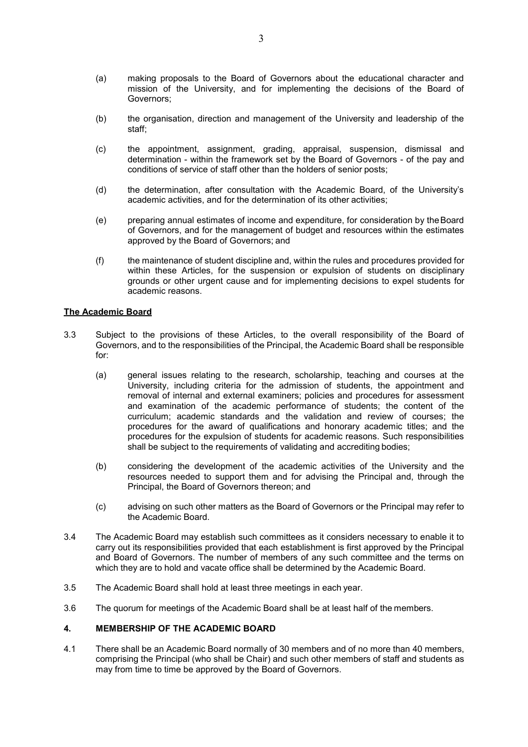(a) making proposals to the Board of Governors about the educational character and mission of the University, and for implementing the decisions of the Board of Governors;

(b) the organisation, direction and management of the University and leadership of the staff;

(c) the appointment, assignment, grading, appraisal, suspension, dismissal and determination - within the framework set by the Board of Governors - of the pay and conditions of service of staff other than the holders of senior posts;

(d) the determination, after consultation with the Academic Board, of the University's academic activities, and for the determination of its other activities;

(e) preparing annual estimates of income and expenditure, for consideration by the Board of Governors, and for the management of budget and resources within the estimates approved by the Board of Governors; and

(f) the maintenance of student discipline and, within the rules and procedures provided for within these Articles, for the suspension or expulsion of students on disciplinary grounds or other urgent cause and for implementing decisions to expel students for academic reasons.

**The Academic Board**

3.3 Subject to the provisions of these Articles, to the overall responsibility of the Board of Governors, and to the responsibilities of the Principal, the Academic Board shall be responsible for:

(a) general issues relating to the research, scholarship, teaching and courses at the University, including criteria for the admission of students, the appointment and removal of internal and external examiners; policies and procedures for assessment and examination of the academic performance of students; the content of the curriculum; academic standards and the validation and review of courses; the procedures for the award of qualifications and honorary academic titles; and the procedures for the expulsion of students for academic reasons. Such responsibilities shall be subject to the requirements of validating and accrediting bodies;

(b) considering the development of the academic activities of the University and the resources needed to support them and for advising the Principal and, through the Principal, the Board of Governors thereon; and

(c) advising on such other matters as the Board of Governors or the Principal may refer to the Academic Board.

3.4 The Academic Board may establish such committees as it considers necessary to enable it to carry out its responsibilities provided that each establishment is first approved by the Principal and Board of Governors. The number of members of any such committee and the terms on which they are to hold and vacate office shall be determined by the Academic Board.

3.5 The Academic Board shall hold at least three meetings in each year.

3.6 The quorum for meetings of the Academic Board shall be at least half of the members.

## 4. MEMBERSHIP OF THE ACADEMIC BOARD

4.1 There shall be an Academic Board normally of 30 members and of no more than 40 members, comprising the Principal (who shall be Chair) and such other members of staff and students as may from time to time be approved by the Board of Governors.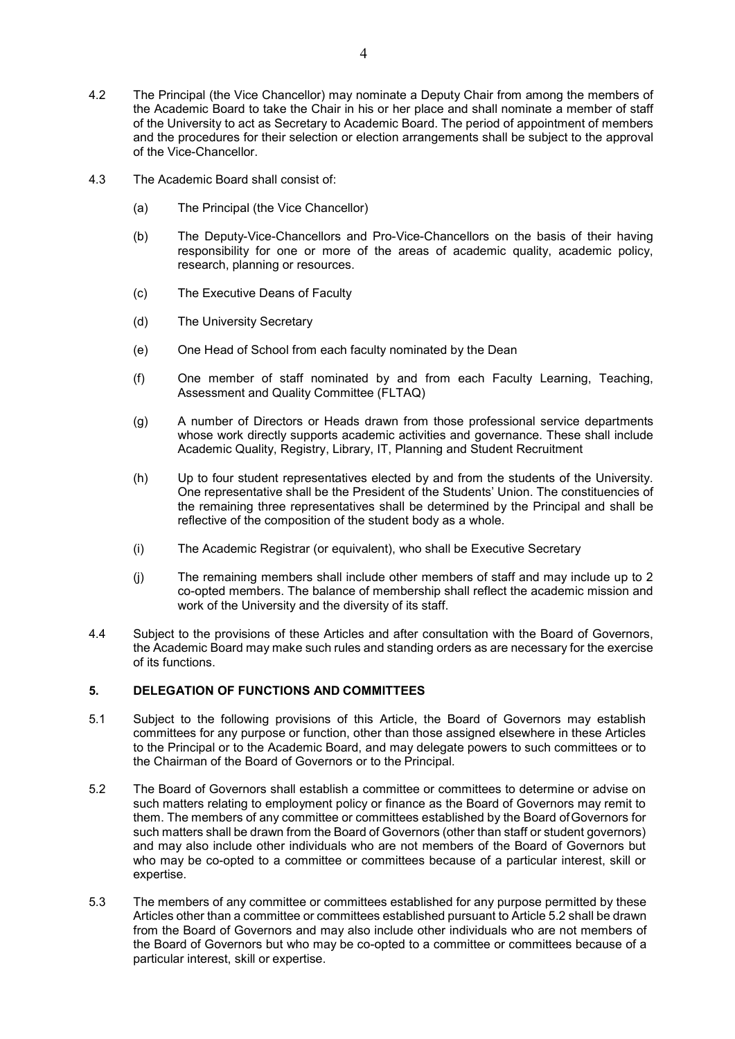4.2 The Principal (the Vice Chancellor) may nominate a Deputy Chair from among the members of the Academic Board to take the Chair in his or her place and shall nominate a member of staff of the University to act as Secretary to Academic Board. The period of appointment of members and the procedures for their selection or election arrangements shall be subject to the approval of the Vice-Chancellor.

4.3 The Academic Board shall consist of:

(a) The Principal (the Vice Chancellor)

(b) The Deputy-Vice-Chancellors and Pro-Vice-Chancellors on the basis of their having responsibility for one or more of the areas of academic quality, academic policy, research, planning or resources.

(c) The Executive Deans of Faculty

(d) The University Secretary

(e) One Head of School from each faculty nominated by the Dean

(f) One member of staff nominated by and from each Faculty Learning, Teaching, Assessment and Quality Committee (FLTAQ)

(g) A number of Directors or Heads drawn from those professional service departments whose work directly supports academic activities and governance. These shall include Academic Quality, Registry, Library, IT, Planning and Student Recruitment

(h) Up to four student representatives elected by and from the students of the University. One representative shall be the President of the Students' Union. The constituencies of the remaining three representatives shall be determined by the Principal and shall be reflective of the composition of the student body as a whole.

(i) The Academic Registrar (or equivalent), who shall be Executive Secretary

(j) The remaining members shall include other members of staff and may include up to 2 co-opted members. The balance of membership shall reflect the academic mission and work of the University and the diversity of its staff.

4.4 Subject to the provisions of these Articles and after consultation with the Board of Governors, the Academic Board may make such rules and standing orders as are necessary for the exercise of its functions.

## 5. DELEGATION OF FUNCTIONS AND COMMITTEES

5.1 Subject to the following provisions of this Article, the Board of Governors may establish committees for any purpose or function, other than those assigned elsewhere in these Articles to the Principal or to the Academic Board, and may delegate powers to such committees or to the Chairman of the Board of Governors or to the Principal.

5.2 The Board of Governors shall establish a committee or committees to determine or advise on such matters relating to employment policy or finance as the Board of Governors may remit to them. The members of any committee or committees established by the Board of Governors for such matters shall be drawn from the Board of Governors (other than staff or student governors) and may also include other individuals who are not members of the Board of Governors but who may be co-opted to a committee or committees because of a particular interest, skill or expertise.

5.3 The members of any committee or committees established for any purpose permitted by these Articles other than a committee or committees established pursuant to Article 5.2 shall be drawn from the Board of Governors and may also include other individuals who are not members of the Board of Governors but who may be co-opted to a committee or committees because of a particular interest, skill or expertise.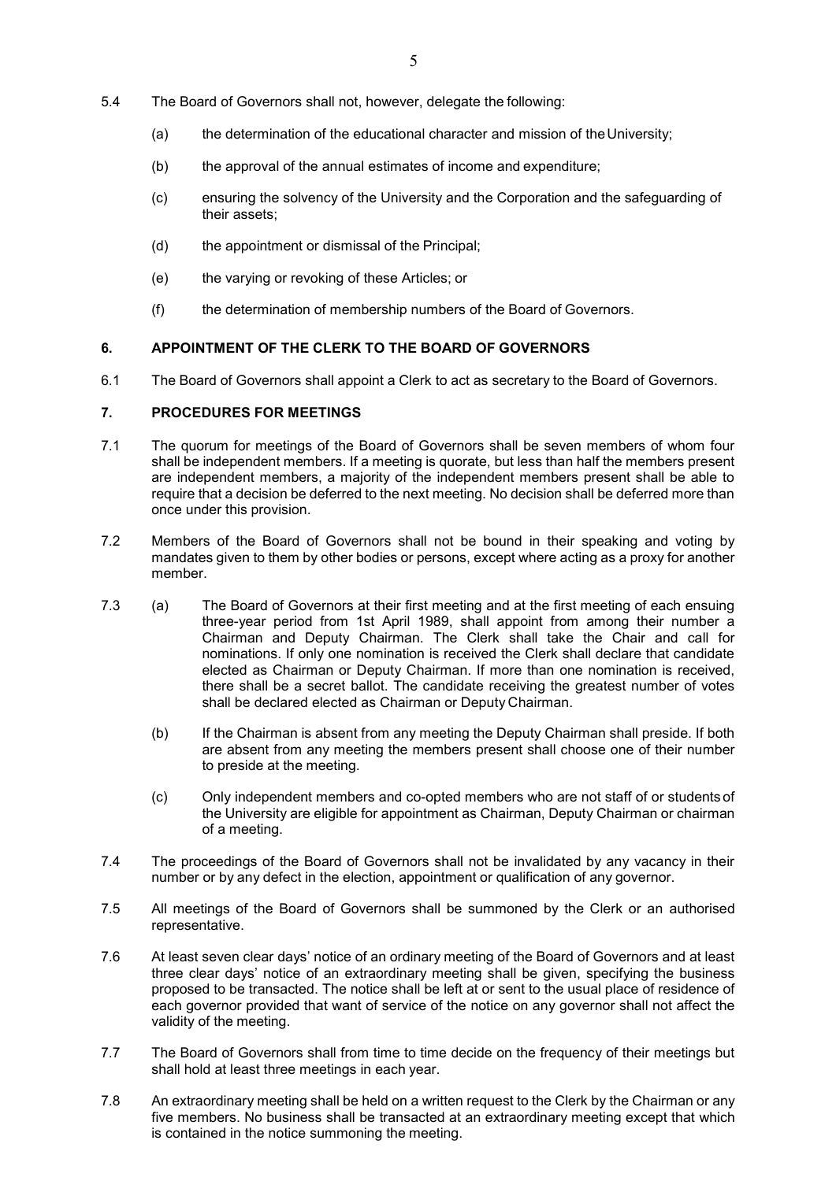5.4 The Board of Governors shall not, however, delegate the following:

(a) the determination of the educational character and mission of the University;

(b) the approval of the annual estimates of income and expenditure;

(c) ensuring the solvency of the University and the Corporation and the safeguarding of their assets;

(d) the appointment or dismissal of the Principal;

(e) the varying or revoking of these Articles; or

(f) the determination of membership numbers of the Board of Governors.

## 6. APPOINTMENT OF THE CLERK TO THE BOARD OF GOVERNORS

6.1 The Board of Governors shall appoint a Clerk to act as secretary to the Board of Governors.

## 7. PROCEDURES FOR MEETINGS

7.1 The quorum for meetings of the Board of Governors shall be seven members of whom four shall be independent members. If a meeting is quorate, but less than half the members present are independent members, a majority of the independent members present shall be able to require that a decision be deferred to the next meeting. No decision shall be deferred more than once under this provision.

7.2 Members of the Board of Governors shall not be bound in their speaking and voting by mandates given to them by other bodies or persons, except where acting as a proxy for another member.

7.3 (a) The Board of Governors at their first meeting and at the first meeting of each ensuing three-year period from 1st April 1989, shall appoint from among their number a Chairman and Deputy Chairman. The Clerk shall take the Chair and call for nominations. If only one nomination is received the Clerk shall declare that candidate elected as Chairman or Deputy Chairman. If more than one nomination is received, there shall be a secret ballot. The candidate receiving the greatest number of votes shall be declared elected as Chairman or Deputy Chairman.

(b) If the Chairman is absent from any meeting the Deputy Chairman shall preside. If both are absent from any meeting the members present shall choose one of their number to preside at the meeting.

(c) Only independent members and co-opted members who are not staff of or students of the University are eligible for appointment as Chairman, Deputy Chairman or chairman of a meeting.

7.4 The proceedings of the Board of Governors shall not be invalidated by any vacancy in their number or by any defect in the election, appointment or qualification of any governor.

7.5 All meetings of the Board of Governors shall be summoned by the Clerk or an authorised representative.

7.6 At least seven clear days' notice of an ordinary meeting of the Board of Governors and at least three clear days' notice of an extraordinary meeting shall be given, specifying the business proposed to be transacted. The notice shall be left at or sent to the usual place of residence of each governor provided that want of service of the notice on any governor shall not affect the validity of the meeting.

7.7 The Board of Governors shall from time to time decide on the frequency of their meetings but shall hold at least three meetings in each year.

7.8 An extraordinary meeting shall be held on a written request to the Clerk by the Chairman or any five members. No business shall be transacted at an extraordinary meeting except that which is contained in the notice summoning the meeting.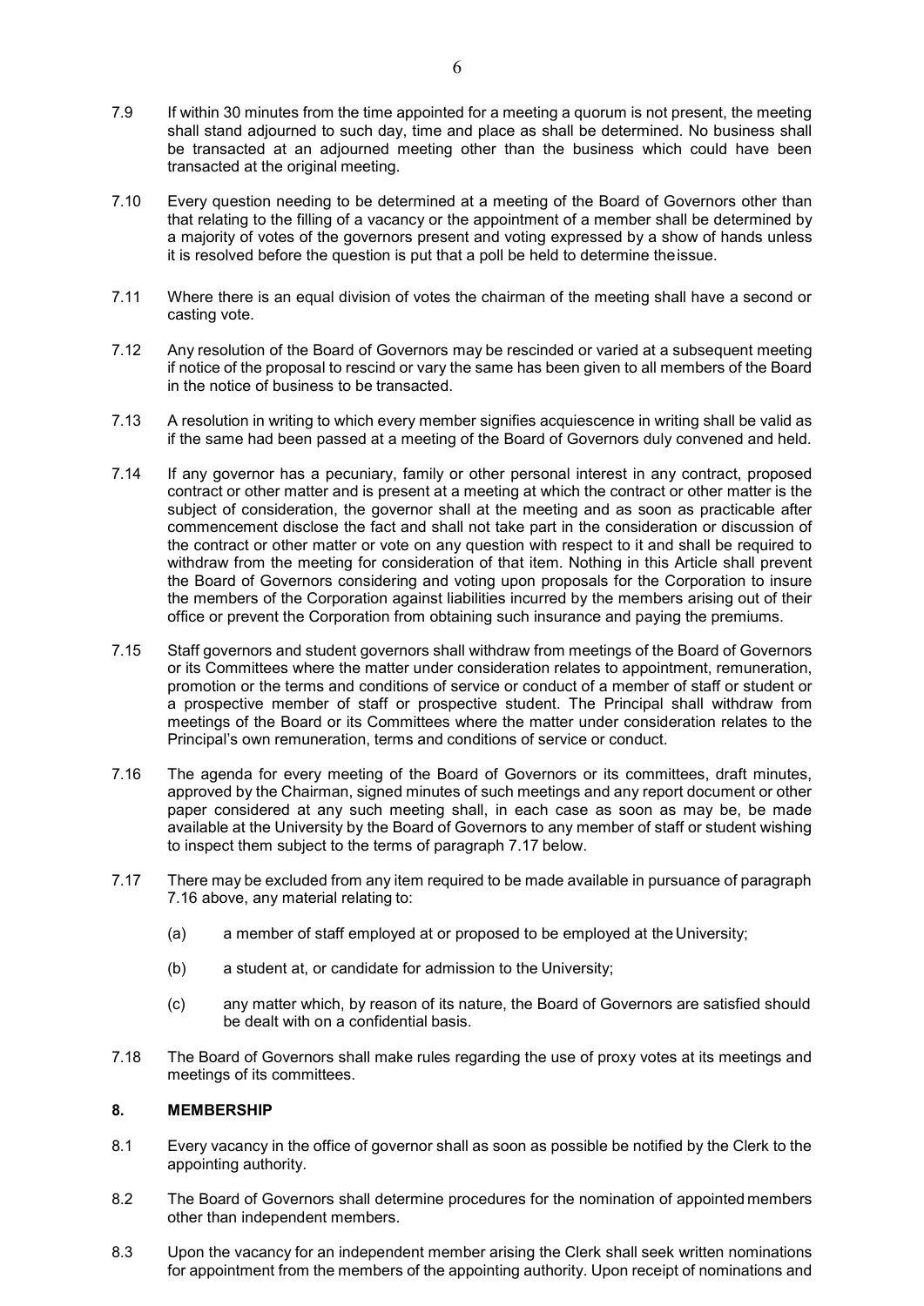7.9 If within 30 minutes from the time appointed for a meeting a quorum is not present, the meeting shall stand adjourned to such day, time and place as shall be determined. No business shall be transacted at an adjourned meeting other than the business which could have been transacted at the original meeting.

7.10 Every question needing to be determined at a meeting of the Board of Governors other than that relating to the filling of a vacancy or the appointment of a member shall be determined by a majority of votes of the governors present and voting expressed by a show of hands unless it is resolved before the question is put that a poll be held to determine the issue.

7.11 Where there is an equal division of votes the chairman of the meeting shall have a second or casting vote.

7.12 Any resolution of the Board of Governors may be rescinded or varied at a subsequent meeting if notice of the proposal to rescind or vary the same has been given to all members of the Board in the notice of business to be transacted.

7.13 A resolution in writing to which every member signifies acquiescence in writing shall be valid as if the same had been passed at a meeting of the Board of Governors duly convened and held.

7.14 If any governor has a pecuniary, family or other personal interest in any contract, proposed contract or other matter and is present at a meeting at which the contract or other matter is the subject of consideration, the governor shall at the meeting and as soon as practicable after commencement disclose the fact and shall not take part in the consideration or discussion of the contract or other matter or vote on any question with respect to it and shall be required to withdraw from the meeting for consideration of that item. Nothing in this Article shall prevent the Board of Governors considering and voting upon proposals for the Corporation to insure the members of the Corporation against liabilities incurred by the members arising out of their office or prevent the Corporation from obtaining such insurance and paying the premiums.

7.15 Staff governors and student governors shall withdraw from meetings of the Board of Governors or its Committees where the matter under consideration relates to appointment, remuneration, promotion or the terms and conditions of service or conduct of a member of staff or student or a prospective member of staff or prospective student. The Principal shall withdraw from meetings of the Board or its Committees where the matter under consideration relates to the Principal's own remuneration, terms and conditions of service or conduct.

7.16 The agenda for every meeting of the Board of Governors or its committees, draft minutes, approved by the Chairman, signed minutes of such meetings and any report document or other paper considered at any such meeting shall, in each case as soon as may be, be made available at the University by the Board of Governors to any member of staff or student wishing to inspect them subject to the terms of paragraph 7.17 below.

7.17 There may be excluded from any item required to be made available in pursuance of paragraph 7.16 above, any material relating to:

(a) a member of staff employed at or proposed to be employed at the University;

(b) a student at, or candidate for admission to the University;

(c) any matter which, by reason of its nature, the Board of Governors are satisfied should be dealt with on a confidential basis.

7.18 The Board of Governors shall make rules regarding the use of proxy votes at its meetings and meetings of its committees.

## 8. MEMBERSHIP

8.1 Every vacancy in the office of governor shall as soon as possible be notified by the Clerk to the appointing authority.

8.2 The Board of Governors shall determine procedures for the nomination of appointed members other than independent members.

8.3 Upon the vacancy for an independent member arising the Clerk shall seek written nominations for appointment from the members of the appointing authority. Upon receipt of nominations and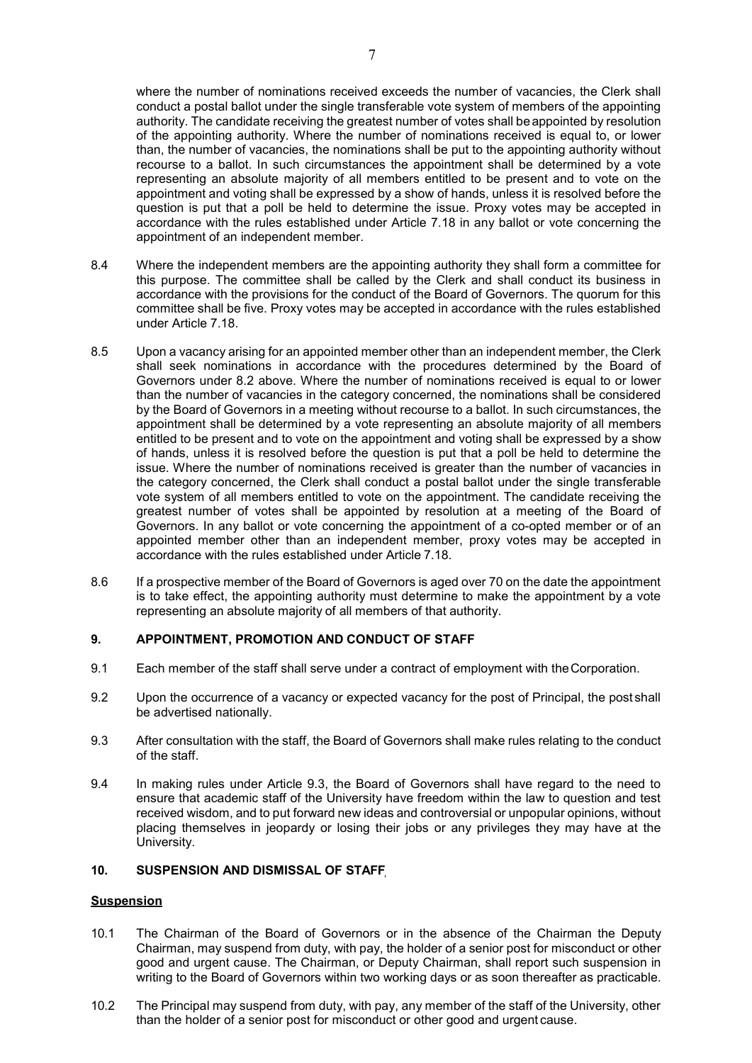where the number of nominations received exceeds the number of vacancies, the Clerk shall conduct a postal ballot under the single transferable vote system of members of the appointing authority. The candidate receiving the greatest number of votes shall be appointed by resolution of the appointing authority. Where the number of nominations received is equal to, or lower than, the number of vacancies, the nominations shall be put to the appointing authority without recourse to a ballot. In such circumstances the appointment shall be determined by a vote representing an absolute majority of all members entitled to be present and to vote on the appointment and voting shall be expressed by a show of hands, unless it is resolved before the question is put that a poll be held to determine the issue. Proxy votes may be accepted in accordance with the rules established under Article 7.18 in any ballot or vote concerning the appointment of an independent member.

8.4 Where the independent members are the appointing authority they shall form a committee for this purpose. The committee shall be called by the Clerk and shall conduct its business in accordance with the provisions for the conduct of the Board of Governors. The quorum for this committee shall be five. Proxy votes may be accepted in accordance with the rules established under Article 7.18.

8.5 Upon a vacancy arising for an appointed member other than an independent member, the Clerk shall seek nominations in accordance with the procedures determined by the Board of Governors under 8.2 above. Where the number of nominations received is equal to or lower than the number of vacancies in the category concerned, the nominations shall be considered by the Board of Governors in a meeting without recourse to a ballot. In such circumstances, the appointment shall be determined by a vote representing an absolute majority of all members entitled to be present and to vote on the appointment and voting shall be expressed by a show of hands, unless it is resolved before the question is put that a poll be held to determine the issue. Where the number of nominations received is greater than the number of vacancies in the category concerned, the Clerk shall conduct a postal ballot under the single transferable vote system of all members entitled to vote on the appointment. The candidate receiving the greatest number of votes shall be appointed by resolution at a meeting of the Board of Governors. In any ballot or vote concerning the appointment of a co-opted member or of an appointed member other than an independent member, proxy votes may be accepted in accordance with the rules established under Article 7.18.

8.6 If a prospective member of the Board of Governors is aged over 70 on the date the appointment is to take effect, the appointing authority must determine to make the appointment by a vote representing an absolute majority of all members of that authority.

## 9. APPOINTMENT, PROMOTION AND CONDUCT OF STAFF

9.1 Each member of the staff shall serve under a contract of employment with the Corporation.

9.2 Upon the occurrence of a vacancy or expected vacancy for the post of Principal, the post shall be advertised nationally.

9.3 After consultation with the staff, the Board of Governors shall make rules relating to the conduct of the staff.

9.4 In making rules under Article 9.3, the Board of Governors shall have regard to the need to ensure that academic staff of the University have freedom within the law to question and test received wisdom, and to put forward new ideas and controversial or unpopular opinions, without placing themselves in jeopardy or losing their jobs or any privileges they may have at the University.

## 10. SUSPENSION AND DISMISSAL OF STAFF

### Suspension

10.1 The Chairman of the Board of Governors or in the absence of the Chairman the Deputy Chairman, may suspend from duty, with pay, the holder of a senior post for misconduct or other good and urgent cause. The Chairman, or Deputy Chairman, shall report such suspension in writing to the Board of Governors within two working days or as soon thereafter as practicable.

10.2 The Principal may suspend from duty, with pay, any member of the staff of the University, other than the holder of a senior post for misconduct or other good and urgent cause.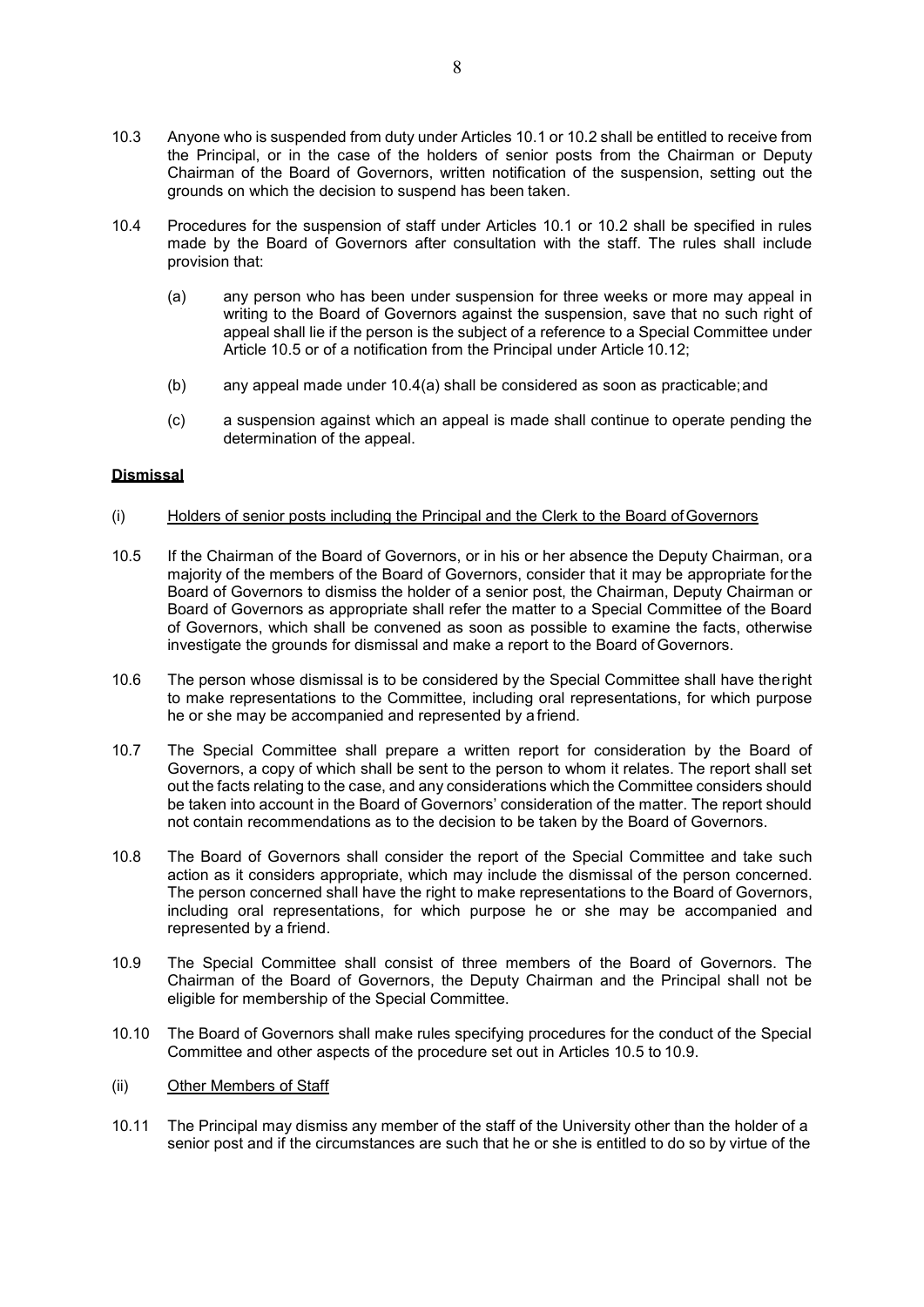10.3 Anyone who is suspended from duty under Articles 10.1 or 10.2 shall be entitled to receive from the Principal, or in the case of the holders of senior posts from the Chairman or Deputy Chairman of the Board of Governors, written notification of the suspension, setting out the grounds on which the decision to suspend has been taken.

10.4 Procedures for the suspension of staff under Articles 10.1 or 10.2 shall be specified in rules made by the Board of Governors after consultation with the staff. The rules shall include provision that:

(a) any person who has been under suspension for three weeks or more may appeal in writing to the Board of Governors against the suspension, save that no such right of appeal shall lie if the person is the subject of a reference to a Special Committee under Article 10.5 or of a notification from the Principal under Article 10.12;

(b) any appeal made under 10.4(a) shall be considered as soon as practicable; and

(c) a suspension against which an appeal is made shall continue to operate pending the determination of the appeal.

**Dismissal**

(i) Holders of senior posts including the Principal and the Clerk to the Board of Governors

10.5 If the Chairman of the Board of Governors, or in his or her absence the Deputy Chairman, or a majority of the members of the Board of Governors, consider that it may be appropriate for the Board of Governors to dismiss the holder of a senior post, the Chairman, Deputy Chairman or Board of Governors as appropriate shall refer the matter to a Special Committee of the Board of Governors, which shall be convened as soon as possible to examine the facts, otherwise investigate the grounds for dismissal and make a report to the Board of Governors.

10.6 The person whose dismissal is to be considered by the Special Committee shall have the right to make representations to the Committee, including oral representations, for which purpose he or she may be accompanied and represented by a friend.

10.7 The Special Committee shall prepare a written report for consideration by the Board of Governors, a copy of which shall be sent to the person to whom it relates. The report shall set out the facts relating to the case, and any considerations which the Committee considers should be taken into account in the Board of Governors' consideration of the matter. The report should not contain recommendations as to the decision to be taken by the Board of Governors.

10.8 The Board of Governors shall consider the report of the Special Committee and take such action as it considers appropriate, which may include the dismissal of the person concerned. The person concerned shall have the right to make representations to the Board of Governors, including oral representations, for which purpose he or she may be accompanied and represented by a friend.

10.9 The Special Committee shall consist of three members of the Board of Governors. The Chairman of the Board of Governors, the Deputy Chairman and the Principal shall not be eligible for membership of the Special Committee.

10.10 The Board of Governors shall make rules specifying procedures for the conduct of the Special Committee and other aspects of the procedure set out in Articles 10.5 to 10.9.

(ii) Other Members of Staff

10.11 The Principal may dismiss any member of the staff of the University other than the holder of a senior post and if the circumstances are such that he or she is entitled to do so by virtue of the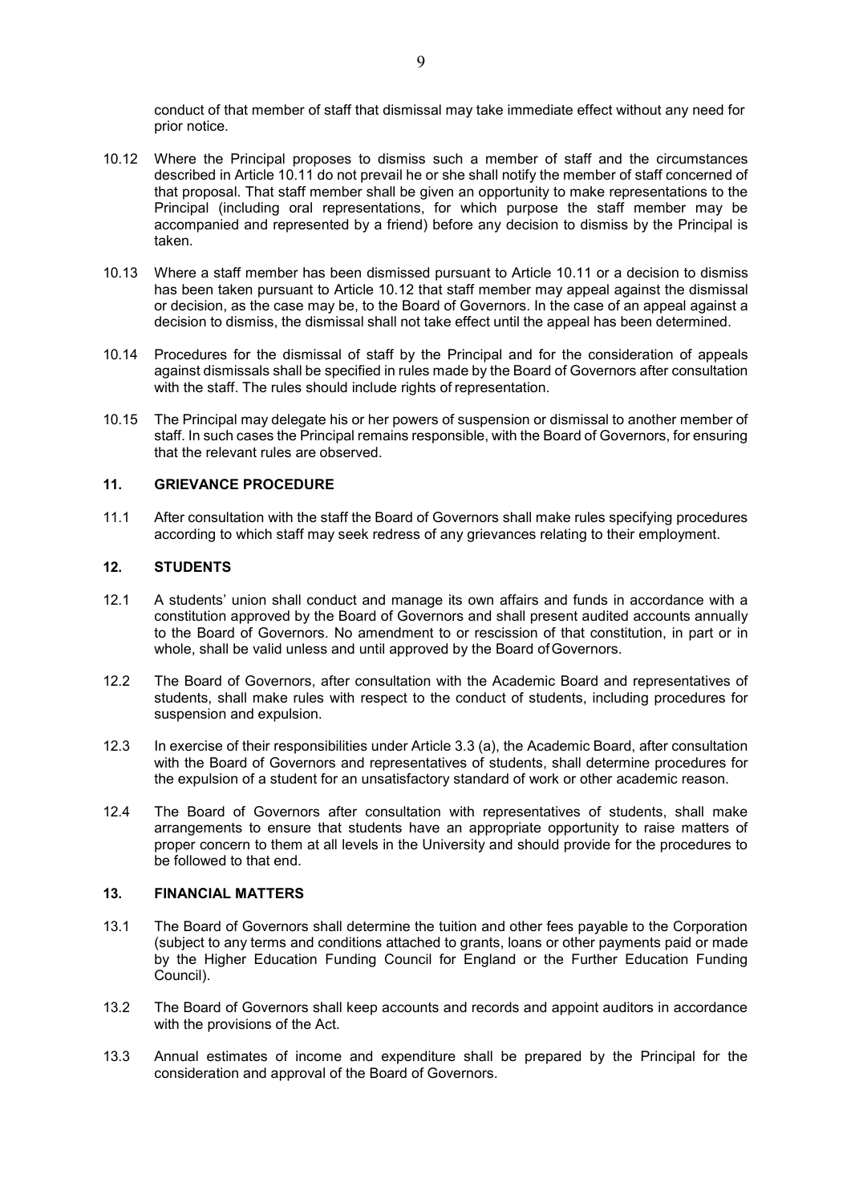conduct of that member of staff that dismissal may take immediate effect without any need for prior notice.

10.12 Where the Principal proposes to dismiss such a member of staff and the circumstances described in Article 10.11 do not prevail he or she shall notify the member of staff concerned of that proposal. That staff member shall be given an opportunity to make representations to the Principal (including oral representations, for which purpose the staff member may be accompanied and represented by a friend) before any decision to dismiss by the Principal is taken.

10.13 Where a staff member has been dismissed pursuant to Article 10.11 or a decision to dismiss has been taken pursuant to Article 10.12 that staff member may appeal against the dismissal or decision, as the case may be, to the Board of Governors. In the case of an appeal against a decision to dismiss, the dismissal shall not take effect until the appeal has been determined.

10.14 Procedures for the dismissal of staff by the Principal and for the consideration of appeals against dismissals shall be specified in rules made by the Board of Governors after consultation with the staff. The rules should include rights of representation.

10.15 The Principal may delegate his or her powers of suspension or dismissal to another member of staff. In such cases the Principal remains responsible, with the Board of Governors, for ensuring that the relevant rules are observed.

## 11. GRIEVANCE PROCEDURE

11.1 After consultation with the staff the Board of Governors shall make rules specifying procedures according to which staff may seek redress of any grievances relating to their employment.

## 12. STUDENTS

12.1 A students' union shall conduct and manage its own affairs and funds in accordance with a constitution approved by the Board of Governors and shall present audited accounts annually to the Board of Governors. No amendment to or rescission of that constitution, in part or in whole, shall be valid unless and until approved by the Board of Governors.

12.2 The Board of Governors, after consultation with the Academic Board and representatives of students, shall make rules with respect to the conduct of students, including procedures for suspension and expulsion.

12.3 In exercise of their responsibilities under Article 3.3 (a), the Academic Board, after consultation with the Board of Governors and representatives of students, shall determine procedures for the expulsion of a student for an unsatisfactory standard of work or other academic reason.

12.4 The Board of Governors after consultation with representatives of students, shall make arrangements to ensure that students have an appropriate opportunity to raise matters of proper concern to them at all levels in the University and should provide for the procedures to be followed to that end.

## 13. FINANCIAL MATTERS

13.1 The Board of Governors shall determine the tuition and other fees payable to the Corporation (subject to any terms and conditions attached to grants, loans or other payments paid or made by the Higher Education Funding Council for England or the Further Education Funding Council).

13.2 The Board of Governors shall keep accounts and records and appoint auditors in accordance with the provisions of the Act.

13.3 Annual estimates of income and expenditure shall be prepared by the Principal for the consideration and approval of the Board of Governors.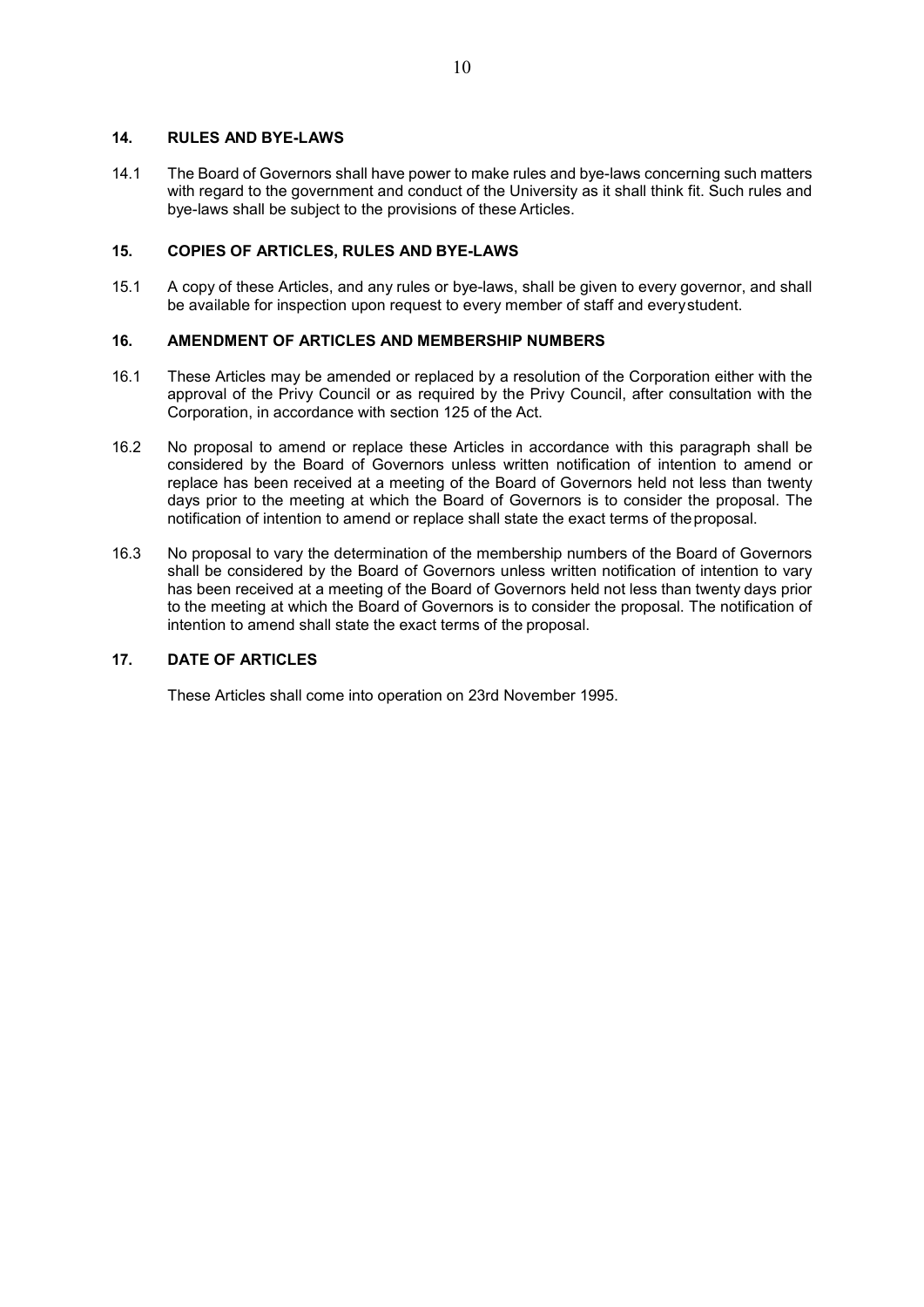## 14. RULES AND BYE-LAWS

14.1 The Board of Governors shall have power to make rules and bye-laws concerning such matters with regard to the government and conduct of the University as it shall think fit. Such rules and bye-laws shall be subject to the provisions of these Articles.

## 15. COPIES OF ARTICLES, RULES AND BYE-LAWS

15.1 A copy of these Articles, and any rules or bye-laws, shall be given to every governor, and shall be available for inspection upon request to every member of staff and every student.

## 16. AMENDMENT OF ARTICLES AND MEMBERSHIP NUMBERS

16.1 These Articles may be amended or replaced by a resolution of the Corporation either with the approval of the Privy Council or as required by the Privy Council, after consultation with the Corporation, in accordance with section 125 of the Act.

16.2 No proposal to amend or replace these Articles in accordance with this paragraph shall be considered by the Board of Governors unless written notification of intention to amend or replace has been received at a meeting of the Board of Governors held not less than twenty days prior to the meeting at which the Board of Governors is to consider the proposal. The notification of intention to amend or replace shall state the exact terms of the proposal.

16.3 No proposal to vary the determination of the membership numbers of the Board of Governors shall be considered by the Board of Governors unless written notification of intention to vary has been received at a meeting of the Board of Governors held not less than twenty days prior to the meeting at which the Board of Governors is to consider the proposal. The notification of intention to amend shall state the exact terms of the proposal.

## 17. DATE OF ARTICLES

These Articles shall come into operation on 23rd November 1995.